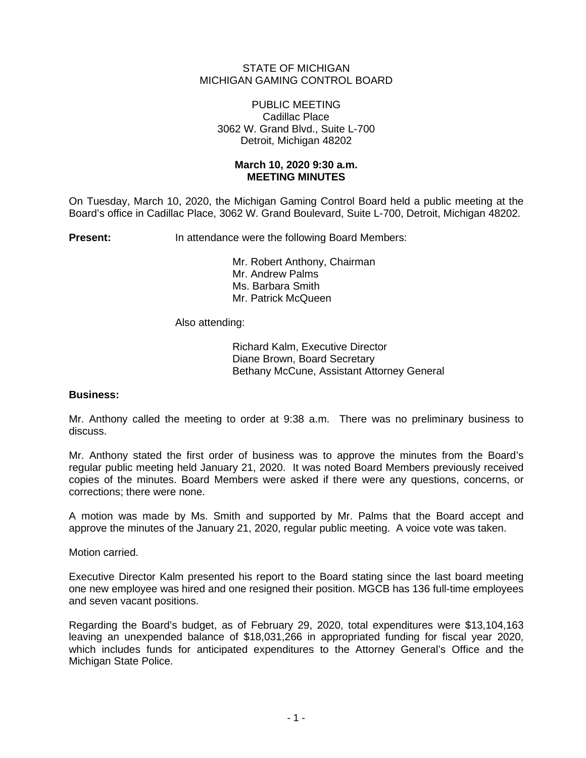STATE OF MICHIGAN
MICHIGAN GAMING CONTROL BOARD

PUBLIC MEETING
Cadillac Place
3062 W. Grand Blvd., Suite L-700
Detroit, Michigan 48202

**March 10, 2020 9:30 a.m.**
**MEETING MINUTES**

On Tuesday, March 10, 2020, the Michigan Gaming Control Board held a public meeting at the Board's office in Cadillac Place, 3062 W. Grand Boulevard, Suite L-700, Detroit, Michigan 48202.

**Present:** In attendance were the following Board Members:

Mr. Robert Anthony, Chairman
Mr. Andrew Palms
Ms. Barbara Smith
Mr. Patrick McQueen

Also attending:

Richard Kalm, Executive Director
Diane Brown, Board Secretary
Bethany McCune, Assistant Attorney General

**Business:**

Mr. Anthony called the meeting to order at 9:38 a.m. There was no preliminary business to discuss.

Mr. Anthony stated the first order of business was to approve the minutes from the Board's regular public meeting held January 21, 2020. It was noted Board Members previously received copies of the minutes. Board Members were asked if there were any questions, concerns, or corrections; there were none.

A motion was made by Ms. Smith and supported by Mr. Palms that the Board accept and approve the minutes of the January 21, 2020, regular public meeting. A voice vote was taken.

Motion carried.

Executive Director Kalm presented his report to the Board stating since the last board meeting one new employee was hired and one resigned their position. MGCB has 136 full-time employees and seven vacant positions.

Regarding the Board's budget, as of February 29, 2020, total expenditures were $13,104,163 leaving an unexpended balance of $18,031,266 in appropriated funding for fiscal year 2020, which includes funds for anticipated expenditures to the Attorney General's Office and the Michigan State Police.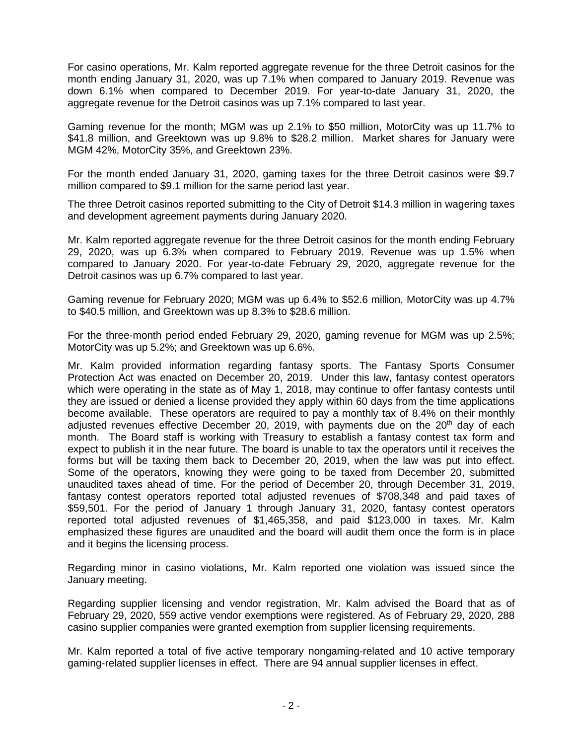For casino operations, Mr. Kalm reported aggregate revenue for the three Detroit casinos for the month ending January 31, 2020, was up 7.1% when compared to January 2019. Revenue was down 6.1% when compared to December 2019. For year-to-date January 31, 2020, the aggregate revenue for the Detroit casinos was up 7.1% compared to last year.

Gaming revenue for the month; MGM was up 2.1% to $50 million, MotorCity was up 11.7% to $41.8 million, and Greektown was up 9.8% to $28.2 million. Market shares for January were MGM 42%, MotorCity 35%, and Greektown 23%.

For the month ended January 31, 2020, gaming taxes for the three Detroit casinos were $9.7 million compared to $9.1 million for the same period last year.

The three Detroit casinos reported submitting to the City of Detroit $14.3 million in wagering taxes and development agreement payments during January 2020.

Mr. Kalm reported aggregate revenue for the three Detroit casinos for the month ending February 29, 2020, was up 6.3% when compared to February 2019. Revenue was up 1.5% when compared to January 2020. For year-to-date February 29, 2020, aggregate revenue for the Detroit casinos was up 6.7% compared to last year.

Gaming revenue for February 2020; MGM was up 6.4% to $52.6 million, MotorCity was up 4.7% to $40.5 million, and Greektown was up 8.3% to $28.6 million.

For the three-month period ended February 29, 2020, gaming revenue for MGM was up 2.5%; MotorCity was up 5.2%; and Greektown was up 6.6%.

Mr. Kalm provided information regarding fantasy sports. The Fantasy Sports Consumer Protection Act was enacted on December 20, 2019. Under this law, fantasy contest operators which were operating in the state as of May 1, 2018, may continue to offer fantasy contests until they are issued or denied a license provided they apply within 60 days from the time applications become available. These operators are required to pay a monthly tax of 8.4% on their monthly adjusted revenues effective December 20, 2019, with payments due on the 20th day of each month. The Board staff is working with Treasury to establish a fantasy contest tax form and expect to publish it in the near future. The board is unable to tax the operators until it receives the forms but will be taxing them back to December 20, 2019, when the law was put into effect. Some of the operators, knowing they were going to be taxed from December 20, submitted unaudited taxes ahead of time. For the period of December 20, through December 31, 2019, fantasy contest operators reported total adjusted revenues of $708,348 and paid taxes of $59,501. For the period of January 1 through January 31, 2020, fantasy contest operators reported total adjusted revenues of $1,465,358, and paid $123,000 in taxes. Mr. Kalm emphasized these figures are unaudited and the board will audit them once the form is in place and it begins the licensing process.

Regarding minor in casino violations, Mr. Kalm reported one violation was issued since the January meeting.

Regarding supplier licensing and vendor registration, Mr. Kalm advised the Board that as of February 29, 2020, 559 active vendor exemptions were registered. As of February 29, 2020, 288 casino supplier companies were granted exemption from supplier licensing requirements.

Mr. Kalm reported a total of five active temporary nongaming-related and 10 active temporary gaming-related supplier licenses in effect. There are 94 annual supplier licenses in effect.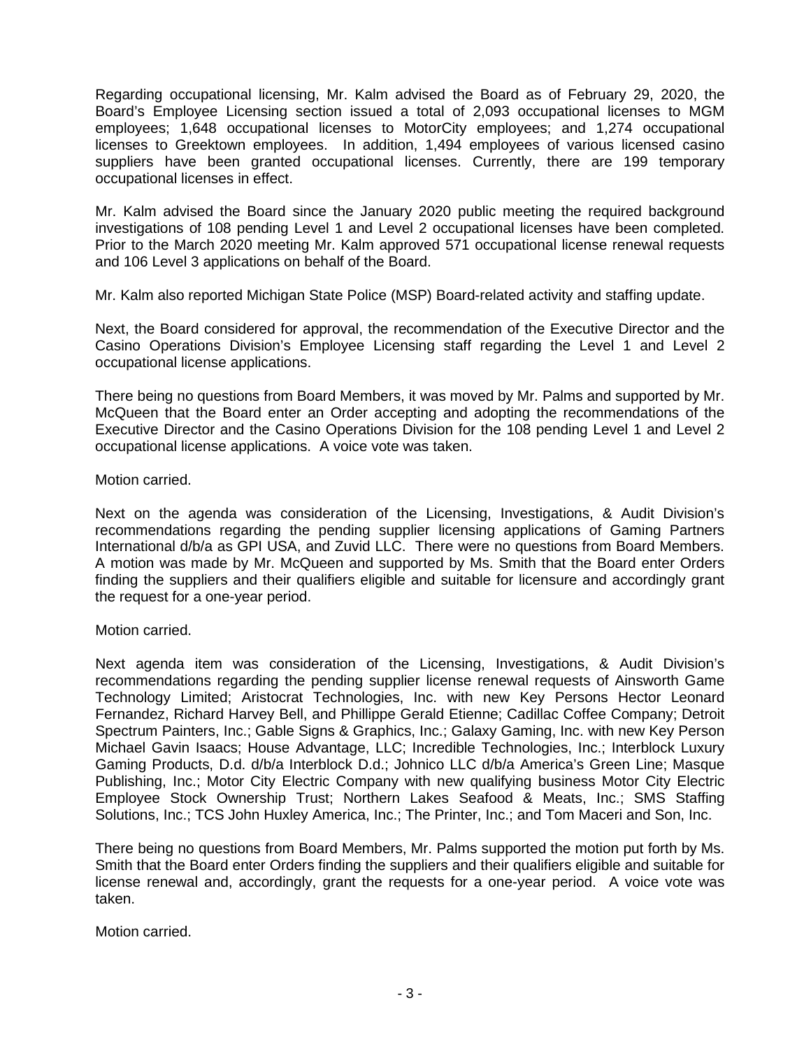Regarding occupational licensing, Mr. Kalm advised the Board as of February 29, 2020, the Board's Employee Licensing section issued a total of 2,093 occupational licenses to MGM employees; 1,648 occupational licenses to MotorCity employees; and 1,274 occupational licenses to Greektown employees. In addition, 1,494 employees of various licensed casino suppliers have been granted occupational licenses. Currently, there are 199 temporary occupational licenses in effect.

Mr. Kalm advised the Board since the January 2020 public meeting the required background investigations of 108 pending Level 1 and Level 2 occupational licenses have been completed. Prior to the March 2020 meeting Mr. Kalm approved 571 occupational license renewal requests and 106 Level 3 applications on behalf of the Board.

Mr. Kalm also reported Michigan State Police (MSP) Board-related activity and staffing update.

Next, the Board considered for approval, the recommendation of the Executive Director and the Casino Operations Division's Employee Licensing staff regarding the Level 1 and Level 2 occupational license applications.

There being no questions from Board Members, it was moved by Mr. Palms and supported by Mr. McQueen that the Board enter an Order accepting and adopting the recommendations of the Executive Director and the Casino Operations Division for the 108 pending Level 1 and Level 2 occupational license applications. A voice vote was taken.

Motion carried.

Next on the agenda was consideration of the Licensing, Investigations, & Audit Division's recommendations regarding the pending supplier licensing applications of Gaming Partners International d/b/a as GPI USA, and Zuvid LLC. There were no questions from Board Members. A motion was made by Mr. McQueen and supported by Ms. Smith that the Board enter Orders finding the suppliers and their qualifiers eligible and suitable for licensure and accordingly grant the request for a one-year period.

Motion carried.

Next agenda item was consideration of the Licensing, Investigations, & Audit Division's recommendations regarding the pending supplier license renewal requests of Ainsworth Game Technology Limited; Aristocrat Technologies, Inc. with new Key Persons Hector Leonard Fernandez, Richard Harvey Bell, and Phillippe Gerald Etienne; Cadillac Coffee Company; Detroit Spectrum Painters, Inc.; Gable Signs & Graphics, Inc.; Galaxy Gaming, Inc. with new Key Person Michael Gavin Isaacs; House Advantage, LLC; Incredible Technologies, Inc.; Interblock Luxury Gaming Products, D.d. d/b/a Interblock D.d.; Johnico LLC d/b/a America's Green Line; Masque Publishing, Inc.; Motor City Electric Company with new qualifying business Motor City Electric Employee Stock Ownership Trust; Northern Lakes Seafood & Meats, Inc.; SMS Staffing Solutions, Inc.; TCS John Huxley America, Inc.; The Printer, Inc.; and Tom Maceri and Son, Inc.

There being no questions from Board Members, Mr. Palms supported the motion put forth by Ms. Smith that the Board enter Orders finding the suppliers and their qualifiers eligible and suitable for license renewal and, accordingly, grant the requests for a one-year period. A voice vote was taken.

Motion carried.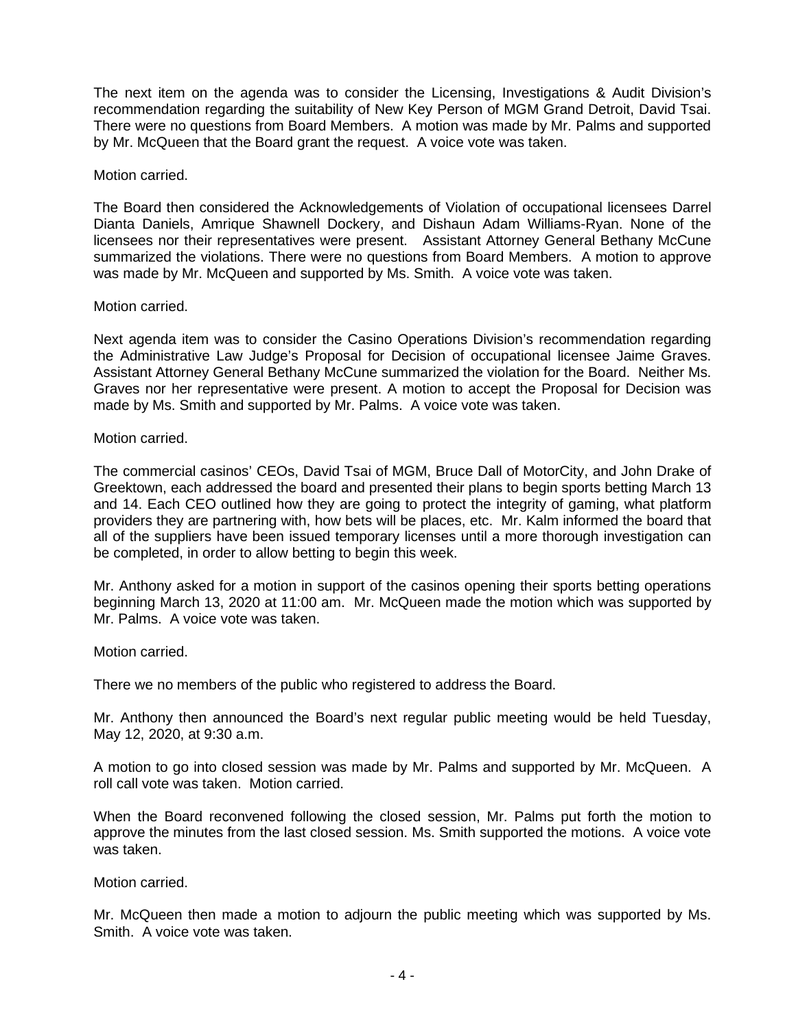The next item on the agenda was to consider the Licensing, Investigations & Audit Division's recommendation regarding the suitability of New Key Person of MGM Grand Detroit, David Tsai. There were no questions from Board Members. A motion was made by Mr. Palms and supported by Mr. McQueen that the Board grant the request. A voice vote was taken.

Motion carried.

The Board then considered the Acknowledgements of Violation of occupational licensees Darrel Dianta Daniels, Amrique Shawnell Dockery, and Dishaun Adam Williams-Ryan. None of the licensees nor their representatives were present. Assistant Attorney General Bethany McCune summarized the violations. There were no questions from Board Members. A motion to approve was made by Mr. McQueen and supported by Ms. Smith. A voice vote was taken.

Motion carried.

Next agenda item was to consider the Casino Operations Division's recommendation regarding the Administrative Law Judge's Proposal for Decision of occupational licensee Jaime Graves. Assistant Attorney General Bethany McCune summarized the violation for the Board. Neither Ms. Graves nor her representative were present. A motion to accept the Proposal for Decision was made by Ms. Smith and supported by Mr. Palms. A voice vote was taken.

Motion carried.

The commercial casinos' CEOs, David Tsai of MGM, Bruce Dall of MotorCity, and John Drake of Greektown, each addressed the board and presented their plans to begin sports betting March 13 and 14. Each CEO outlined how they are going to protect the integrity of gaming, what platform providers they are partnering with, how bets will be places, etc. Mr. Kalm informed the board that all of the suppliers have been issued temporary licenses until a more thorough investigation can be completed, in order to allow betting to begin this week.

Mr. Anthony asked for a motion in support of the casinos opening their sports betting operations beginning March 13, 2020 at 11:00 am. Mr. McQueen made the motion which was supported by Mr. Palms. A voice vote was taken.

Motion carried.

There we no members of the public who registered to address the Board.

Mr. Anthony then announced the Board's next regular public meeting would be held Tuesday, May 12, 2020, at 9:30 a.m.

A motion to go into closed session was made by Mr. Palms and supported by Mr. McQueen. A roll call vote was taken. Motion carried.

When the Board reconvened following the closed session, Mr. Palms put forth the motion to approve the minutes from the last closed session. Ms. Smith supported the motions. A voice vote was taken.

Motion carried.

Mr. McQueen then made a motion to adjourn the public meeting which was supported by Ms. Smith. A voice vote was taken.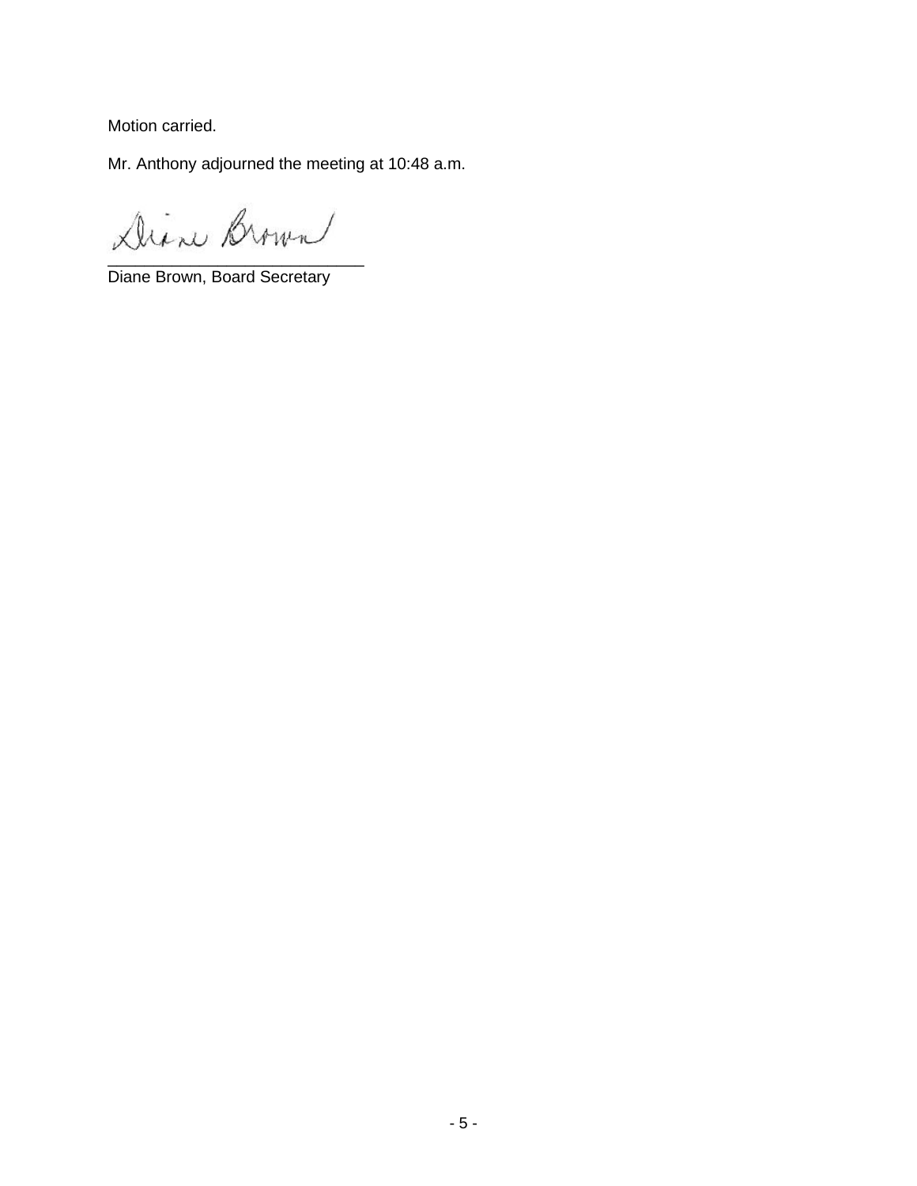Motion carried.

Mr. Anthony adjourned the meeting at 10:48 a.m.

\_\_\_\_\_\_\_\_\_\_\_\_\_\_\_\_\_\_\_\_\_\_\_\_\_\_\_\_\_\_

Diane Brown, Board Secretary